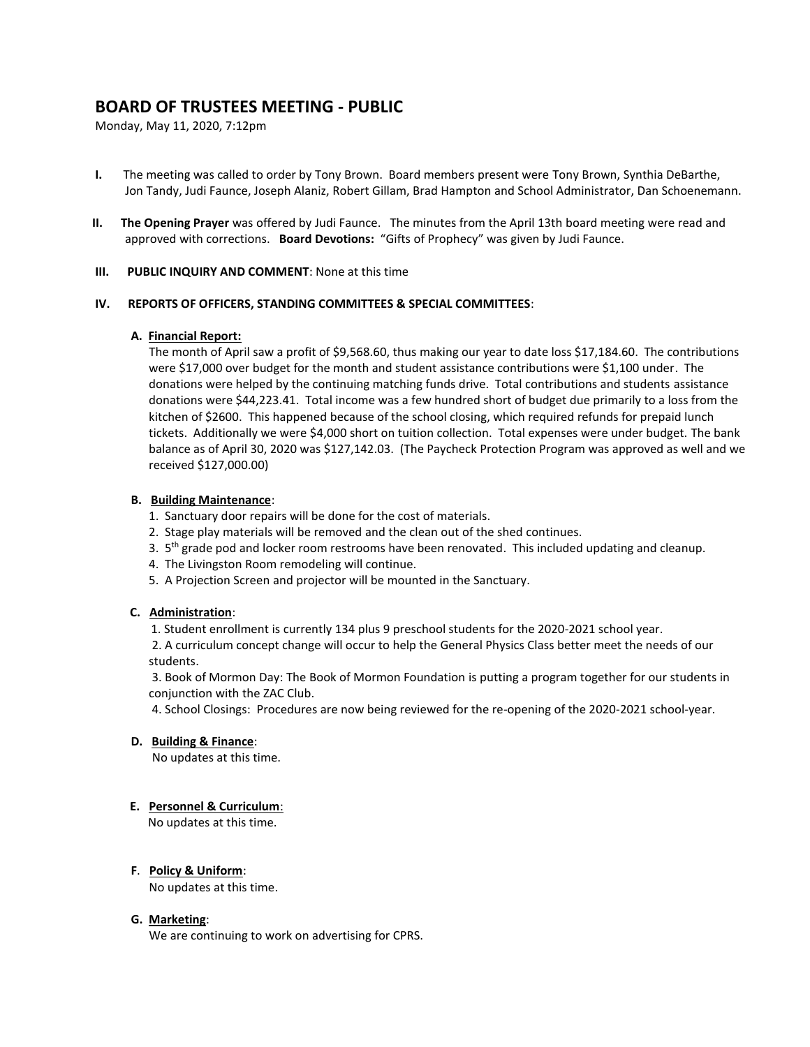# BOARD OF TRUSTEES MEETING - PUBLIC

Monday, May 11, 2020, 7:12pm

**I.** The meeting was called to order by Tony Brown. Board members present were Tony Brown, Synthia DeBarthe, Jon Tandy, Judi Faunce, Joseph Alaniz, Robert Gillam, Brad Hampton and School Administrator, Dan Schoenemann.

**II.** **The Opening Prayer** was offered by Judi Faunce. The minutes from the April 13th board meeting were read and approved with corrections. **Board Devotions:** "Gifts of Prophecy" was given by Judi Faunce.

**III.** **PUBLIC INQUIRY AND COMMENT**: None at this time

**IV.** **REPORTS OF OFFICERS, STANDING COMMITTEES & SPECIAL COMMITTEES**:

**A. Financial Report:**

The month of April saw a profit of $9,568.60, thus making our year to date loss $17,184.60. The contributions were $17,000 over budget for the month and student assistance contributions were $1,100 under. The donations were helped by the continuing matching funds drive. Total contributions and students assistance donations were $44,223.41. Total income was a few hundred short of budget due primarily to a loss from the kitchen of $2600. This happened because of the school closing, which required refunds for prepaid lunch tickets. Additionally we were $4,000 short on tuition collection. Total expenses were under budget. The bank balance as of April 30, 2020 was $127,142.03. (The Paycheck Protection Program was approved as well and we received $127,000.00)

**B. Building Maintenance**:

1. Sanctuary door repairs will be done for the cost of materials.
2. Stage play materials will be removed and the clean out of the shed continues.
3. 5th grade pod and locker room restrooms have been renovated. This included updating and cleanup.
4. The Livingston Room remodeling will continue.
5. A Projection Screen and projector will be mounted in the Sanctuary.

**C. Administration**:

1. Student enrollment is currently 134 plus 9 preschool students for the 2020-2021 school year.
2. A curriculum concept change will occur to help the General Physics Class better meet the needs of our students.
3. Book of Mormon Day: The Book of Mormon Foundation is putting a program together for our students in conjunction with the ZAC Club.
4. School Closings: Procedures are now being reviewed for the re-opening of the 2020-2021 school-year.

**D. Building & Finance**:

No updates at this time.

**E. Personnel & Curriculum**:

No updates at this time.

**F. Policy & Uniform**:

No updates at this time.

**G. Marketing**:

We are continuing to work on advertising for CPRS.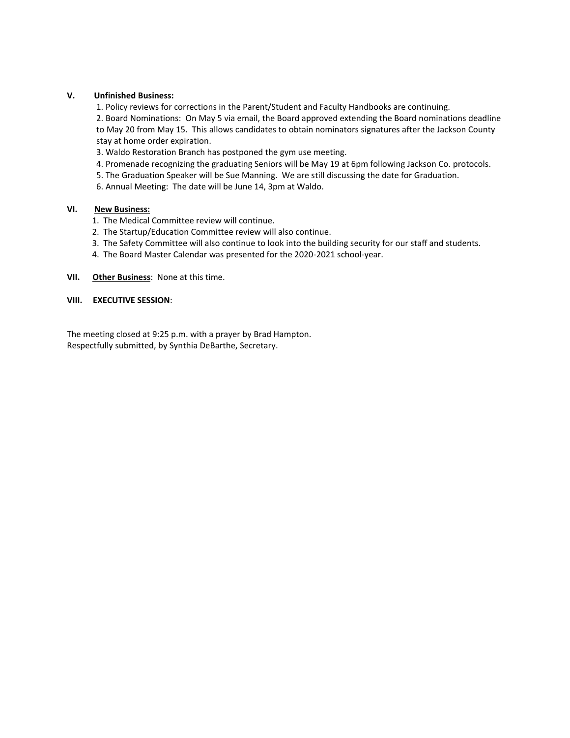**V. Unfinished Business:**

1. Policy reviews for corrections in the Parent/Student and Faculty Handbooks are continuing.
2. Board Nominations: On May 5 via email, the Board approved extending the Board nominations deadline to May 20 from May 15. This allows candidates to obtain nominators signatures after the Jackson County stay at home order expiration.
3. Waldo Restoration Branch has postponed the gym use meeting.
4. Promenade recognizing the graduating Seniors will be May 19 at 6pm following Jackson Co. protocols.
5. The Graduation Speaker will be Sue Manning. We are still discussing the date for Graduation.
6. Annual Meeting: The date will be June 14, 3pm at Waldo.

**VI. <u>New Business:</u>**

1. The Medical Committee review will continue.
2. The Startup/Education Committee review will also continue.
3. The Safety Committee will also continue to look into the building security for our staff and students.
4. The Board Master Calendar was presented for the 2020-2021 school-year.

**VII. <u>Other Business</u>**: None at this time.

**VIII. EXECUTIVE SESSION**:

The meeting closed at 9:25 p.m. with a prayer by Brad Hampton.
Respectfully submitted, by Synthia DeBarthe, Secretary.